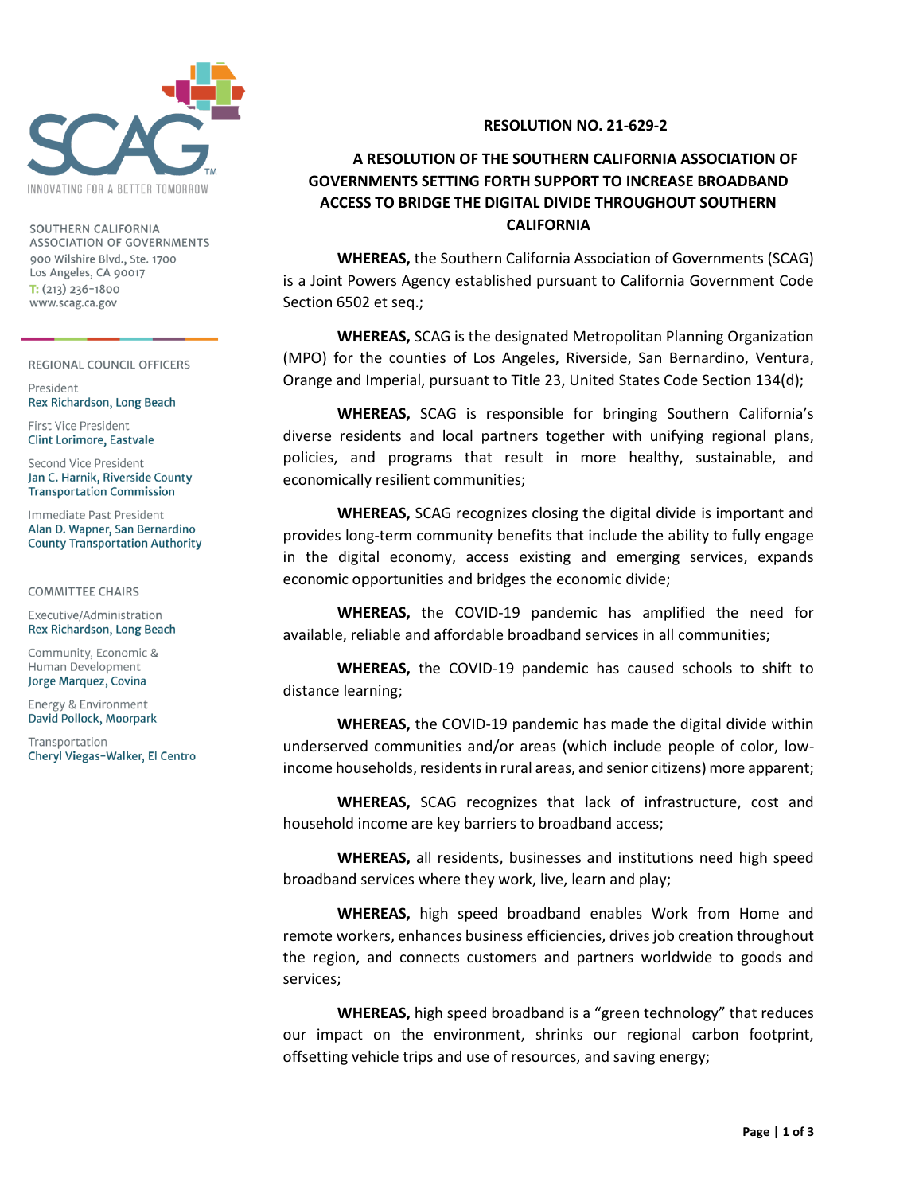SOUTHERN CALIFORNIA ASSOCIATION OF GOVERNMENTS
900 Wilshire Blvd., Ste. 1700
Los Angeles, CA 90017
T: (213) 236-1800
www.scag.ca.gov

REGIONAL COUNCIL OFFICERS

President
Rex Richardson, Long Beach

First Vice President
Clint Lorimore, Eastvale

Second Vice President
Jan C. Harnik, Riverside County Transportation Commission

Immediate Past President
Alan D. Wapner, San Bernardino County Transportation Authority

COMMITTEE CHAIRS

Executive/Administration
Rex Richardson, Long Beach

Community, Economic & Human Development
Jorge Marquez, Covina

Energy & Environment
David Pollock, Moorpark

Transportation
Cheryl Viegas-Walker, El Centro

**RESOLUTION NO. 21-629-2**

**A RESOLUTION OF THE SOUTHERN CALIFORNIA ASSOCIATION OF GOVERNMENTS SETTING FORTH SUPPORT TO INCREASE BROADBAND ACCESS TO BRIDGE THE DIGITAL DIVIDE THROUGHOUT SOUTHERN CALIFORNIA**

**WHEREAS,** the Southern California Association of Governments (SCAG) is a Joint Powers Agency established pursuant to California Government Code Section 6502 et seq.;

**WHEREAS,** SCAG is the designated Metropolitan Planning Organization (MPO) for the counties of Los Angeles, Riverside, San Bernardino, Ventura, Orange and Imperial, pursuant to Title 23, United States Code Section 134(d);

**WHEREAS,** SCAG is responsible for bringing Southern California's diverse residents and local partners together with unifying regional plans, policies, and programs that result in more healthy, sustainable, and economically resilient communities;

**WHEREAS,** SCAG recognizes closing the digital divide is important and provides long-term community benefits that include the ability to fully engage in the digital economy, access existing and emerging services, expands economic opportunities and bridges the economic divide;

**WHEREAS,** the COVID-19 pandemic has amplified the need for available, reliable and affordable broadband services in all communities;

**WHEREAS,** the COVID-19 pandemic has caused schools to shift to distance learning;

**WHEREAS,** the COVID-19 pandemic has made the digital divide within underserved communities and/or areas (which include people of color, low-income households, residents in rural areas, and senior citizens) more apparent;

**WHEREAS,** SCAG recognizes that lack of infrastructure, cost and household income are key barriers to broadband access;

**WHEREAS,** all residents, businesses and institutions need high speed broadband services where they work, live, learn and play;

**WHEREAS,** high speed broadband enables Work from Home and remote workers, enhances business efficiencies, drives job creation throughout the region, and connects customers and partners worldwide to goods and services;

**WHEREAS,** high speed broadband is a "green technology" that reduces our impact on the environment, shrinks our regional carbon footprint, offsetting vehicle trips and use of resources, and saving energy;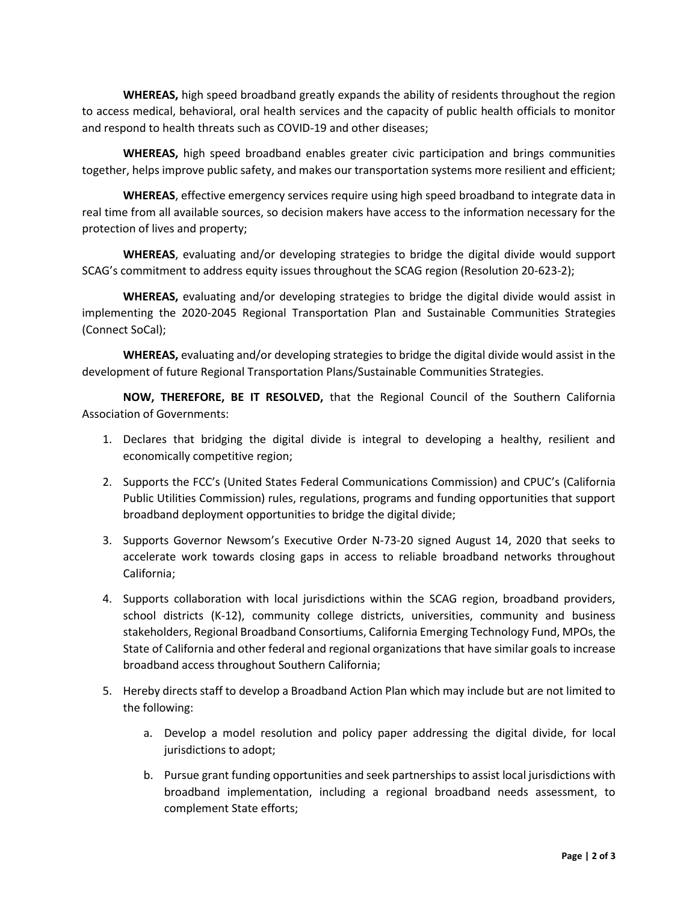**WHEREAS,** high speed broadband greatly expands the ability of residents throughout the region to access medical, behavioral, oral health services and the capacity of public health officials to monitor and respond to health threats such as COVID-19 and other diseases;

**WHEREAS,** high speed broadband enables greater civic participation and brings communities together, helps improve public safety, and makes our transportation systems more resilient and efficient;

**WHEREAS**, effective emergency services require using high speed broadband to integrate data in real time from all available sources, so decision makers have access to the information necessary for the protection of lives and property;

**WHEREAS**, evaluating and/or developing strategies to bridge the digital divide would support SCAG's commitment to address equity issues throughout the SCAG region (Resolution 20-623-2);

**WHEREAS,** evaluating and/or developing strategies to bridge the digital divide would assist in implementing the 2020-2045 Regional Transportation Plan and Sustainable Communities Strategies (Connect SoCal);

**WHEREAS,** evaluating and/or developing strategies to bridge the digital divide would assist in the development of future Regional Transportation Plans/Sustainable Communities Strategies.

**NOW, THEREFORE, BE IT RESOLVED,** that the Regional Council of the Southern California Association of Governments:

1. Declares that bridging the digital divide is integral to developing a healthy, resilient and economically competitive region;

2. Supports the FCC's (United States Federal Communications Commission) and CPUC's (California Public Utilities Commission) rules, regulations, programs and funding opportunities that support broadband deployment opportunities to bridge the digital divide;

3. Supports Governor Newsom's Executive Order N-73-20 signed August 14, 2020 that seeks to accelerate work towards closing gaps in access to reliable broadband networks throughout California;

4. Supports collaboration with local jurisdictions within the SCAG region, broadband providers, school districts (K-12), community college districts, universities, community and business stakeholders, Regional Broadband Consortiums, California Emerging Technology Fund, MPOs, the State of California and other federal and regional organizations that have similar goals to increase broadband access throughout Southern California;

5. Hereby directs staff to develop a Broadband Action Plan which may include but are not limited to the following:

    a. Develop a model resolution and policy paper addressing the digital divide, for local jurisdictions to adopt;

    b. Pursue grant funding opportunities and seek partnerships to assist local jurisdictions with broadband implementation, including a regional broadband needs assessment, to complement State efforts;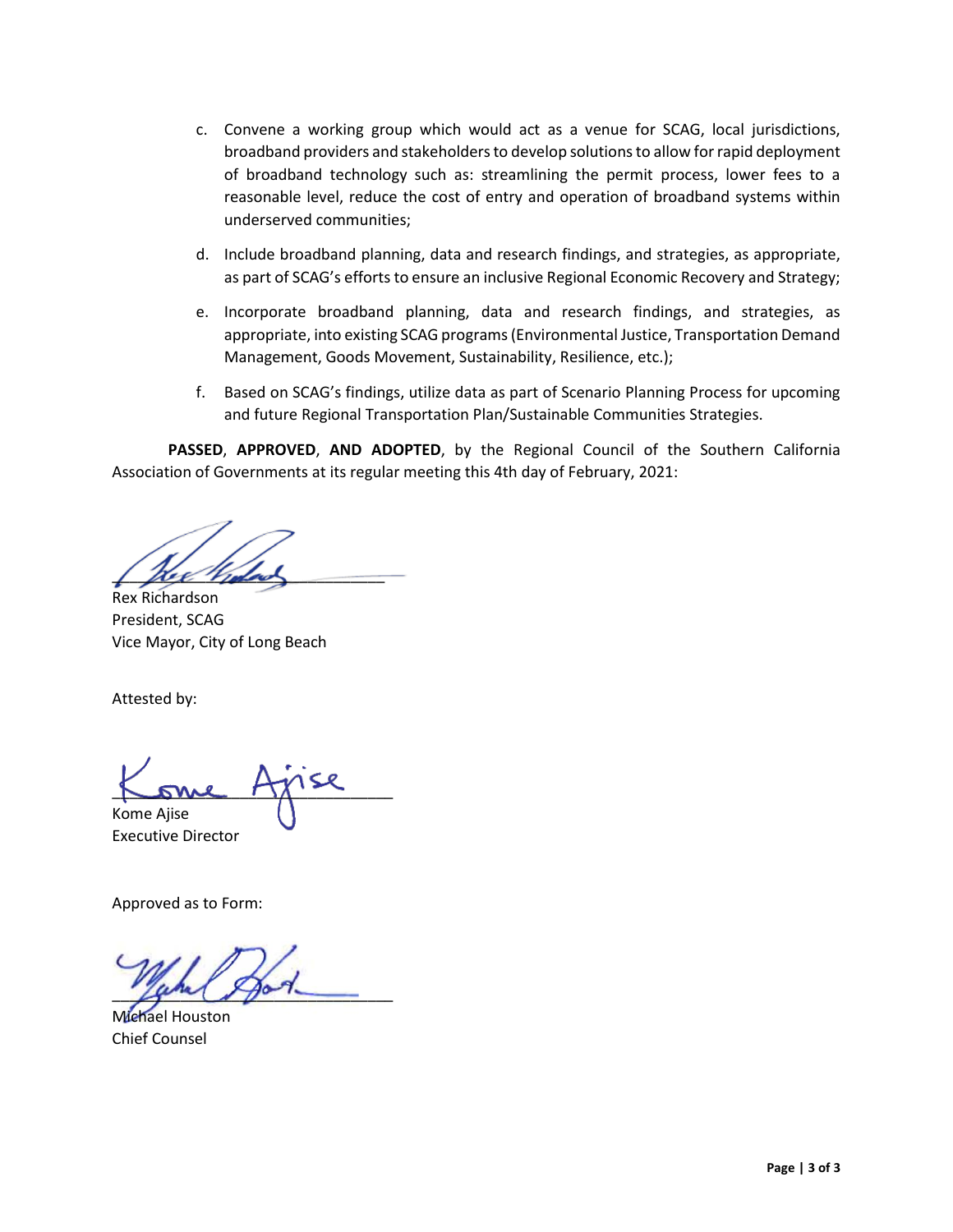c. Convene a working group which would act as a venue for SCAG, local jurisdictions, broadband providers and stakeholders to develop solutions to allow for rapid deployment of broadband technology such as: streamlining the permit process, lower fees to a reasonable level, reduce the cost of entry and operation of broadband systems within underserved communities;

d. Include broadband planning, data and research findings, and strategies, as appropriate, as part of SCAG's efforts to ensure an inclusive Regional Economic Recovery and Strategy;

e. Incorporate broadband planning, data and research findings, and strategies, as appropriate, into existing SCAG programs (Environmental Justice, Transportation Demand Management, Goods Movement, Sustainability, Resilience, etc.);

f. Based on SCAG's findings, utilize data as part of Scenario Planning Process for upcoming and future Regional Transportation Plan/Sustainable Communities Strategies.

**PASSED**, **APPROVED**, **AND ADOPTED**, by the Regional Council of the Southern California Association of Governments at its regular meeting this 4th day of February, 2021:

\_\_\_\_\_\_\_\_\_\_\_\_\_\_\_\_\_\_\_\_\_\_\_\_\_\_\_\_\_\_

Rex Richardson
President, SCAG
Vice Mayor, City of Long Beach

Attested by:

\_\_\_\_\_\_\_\_\_\_\_\_\_\_\_\_\_\_\_\_\_\_\_\_\_\_\_\_\_\_

Kome Ajise
Executive Director

Approved as to Form:

\_\_\_\_\_\_\_\_\_\_\_\_\_\_\_\_\_\_\_\_\_\_\_\_\_\_\_\_\_\_

Michael Houston
Chief Counsel